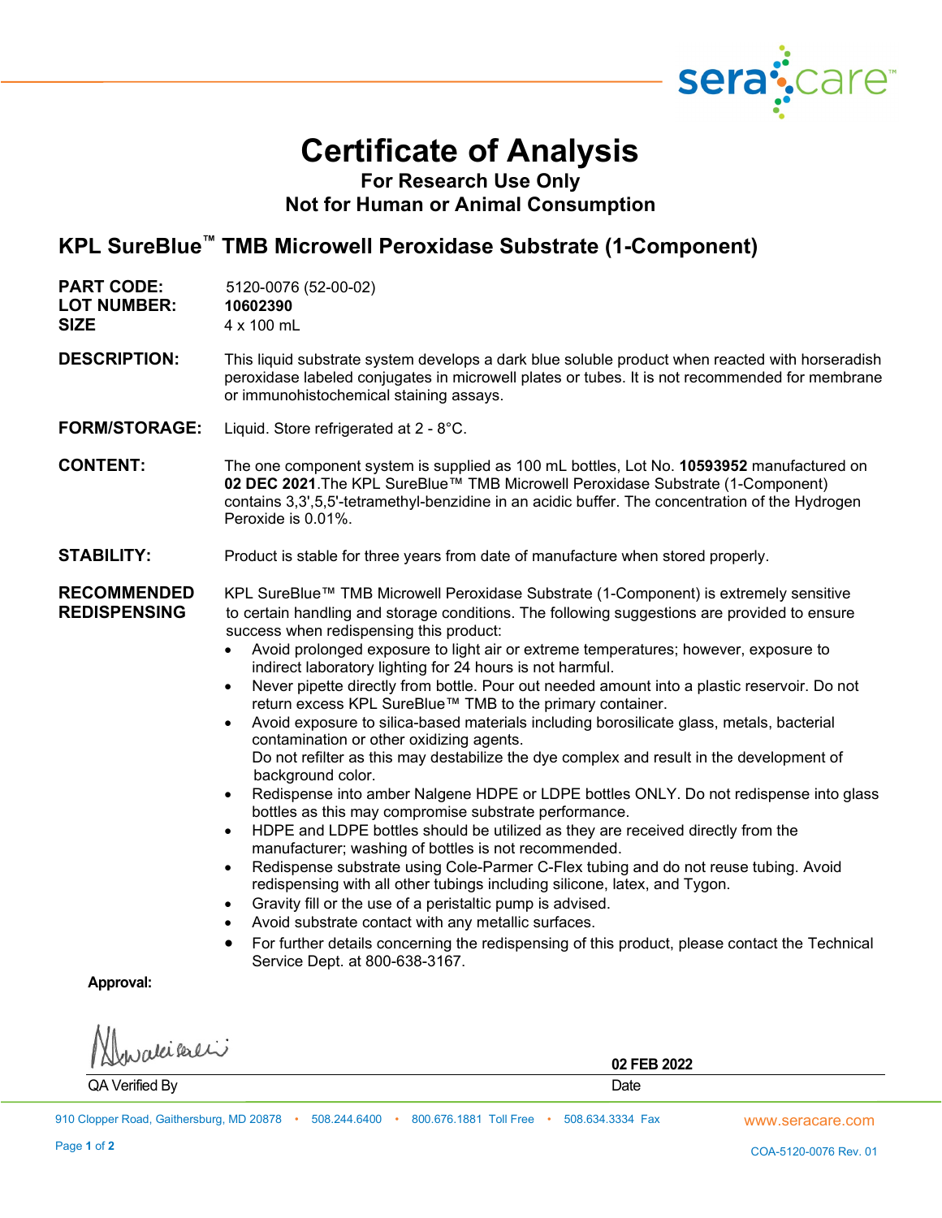# Certificate of Analysis

**For Research Use Only**
**Not for Human or Animal Consumption**

## KPL SureBlue™ TMB Microwell Peroxidase Substrate (1-Component)

**PART CODE:** 5120-0076 (52-00-02)
**LOT NUMBER:** **10602390**
**SIZE** 4 x 100 mL

**DESCRIPTION:** This liquid substrate system develops a dark blue soluble product when reacted with horseradish peroxidase labeled conjugates in microwell plates or tubes. It is not recommended for membrane or immunohistochemical staining assays.

**FORM/STORAGE:** Liquid. Store refrigerated at 2 - 8°C.

**CONTENT:** The one component system is supplied as 100 mL bottles, Lot No. **10593952** manufactured on **02 DEC 2021**.The KPL SureBlue™ TMB Microwell Peroxidase Substrate (1-Component) contains 3,3',5,5'-tetramethyl-benzidine in an acidic buffer. The concentration of the Hydrogen Peroxide is 0.01%.

**STABILITY:** Product is stable for three years from date of manufacture when stored properly.

**RECOMMENDED REDISPENSING**

KPL SureBlue™ TMB Microwell Peroxidase Substrate (1-Component) is extremely sensitive to certain handling and storage conditions. The following suggestions are provided to ensure success when redispensing this product:

- Avoid prolonged exposure to light air or extreme temperatures; however, exposure to indirect laboratory lighting for 24 hours is not harmful.
- Never pipette directly from bottle. Pour out needed amount into a plastic reservoir. Do not return excess KPL SureBlue™ TMB to the primary container.
- Avoid exposure to silica-based materials including borosilicate glass, metals, bacterial contamination or other oxidizing agents.
  Do not refilter as this may destabilize the dye complex and result in the development of background color.
- Redispense into amber Nalgene HDPE or LDPE bottles ONLY. Do not redispense into glass bottles as this may compromise substrate performance.
- HDPE and LDPE bottles should be utilized as they are received directly from the manufacturer; washing of bottles is not recommended.
- Redispense substrate using Cole-Parmer C-Flex tubing and do not reuse tubing. Avoid redispensing with all other tubings including silicone, latex, and Tygon.
- Gravity fill or the use of a peristaltic pump is advised.
- Avoid substrate contact with any metallic surfaces.
- For further details concerning the redispensing of this product, please contact the Technical Service Dept. at 800-638-3167.

**Approval:**

| QA Verified By | Date |
|---|---|
| [signature] | **02 FEB 2022** |

910 Clopper Road, Gaithersburg, MD 20878 • 508.244.6400 • 800.676.1881 Toll Free • 508.634.3334 Fax www.seracare.com

COA-5120-0076 Rev. 01